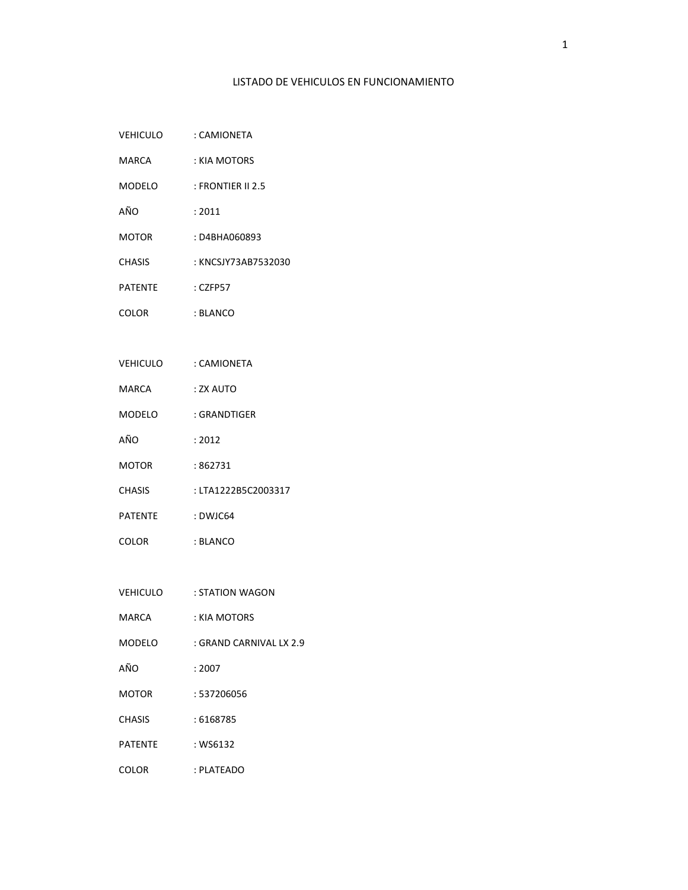# LISTADO DE VEHICULOS EN FUNCIONAMIENTO

VEHICULO : CAMIONETA

MARCA : KIA MOTORS

MODELO : FRONTIER II 2.5

AÑO : 2011

MOTOR : D4BHA060893

CHASIS : KNCSJY73AB7532030

PATENTE : CZFP57

COLOR : BLANCO

VEHICULO : CAMIONETA

MARCA : ZX AUTO

MODELO : GRANDTIGER

AÑO : 2012

MOTOR : 862731

CHASIS : LTA1222B5C2003317

PATENTE : DWJC64

COLOR : BLANCO

VEHICULO : STATION WAGON

MARCA : KIA MOTORS

MODELO : GRAND CARNIVAL LX 2.9

AÑO : 2007

MOTOR : 537206056

CHASIS : 6168785

PATENTE : WS6132

COLOR : PLATEADO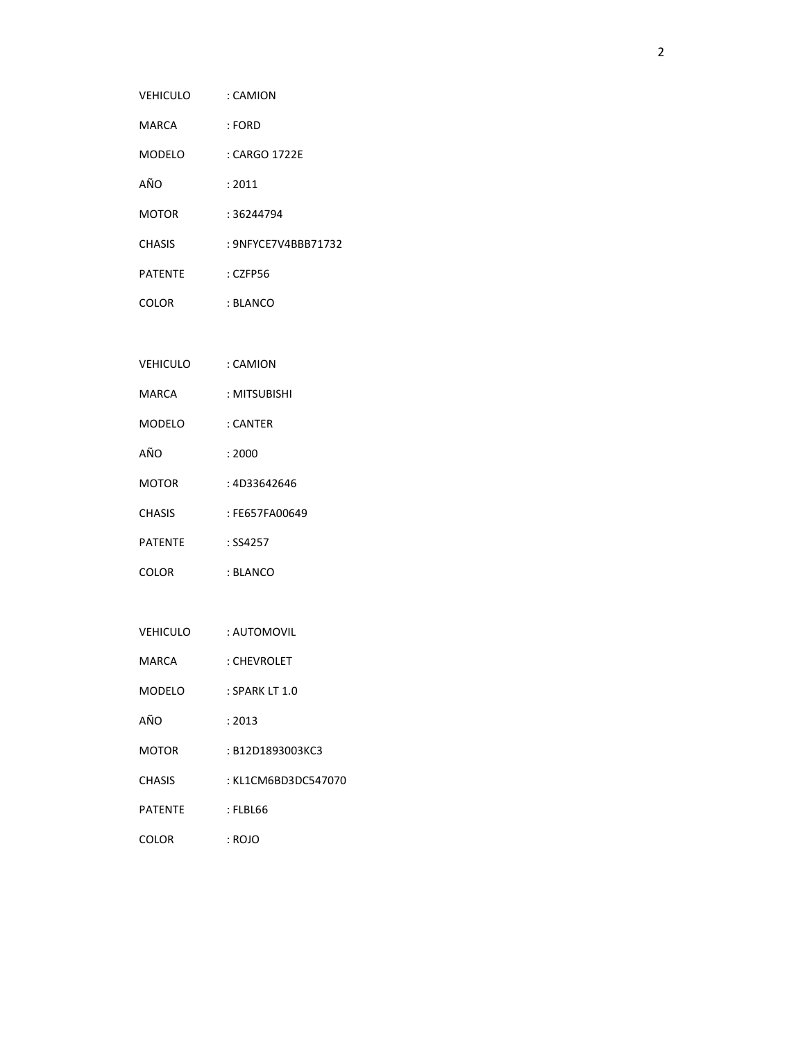VEHICULO : CAMION

MARCA : FORD

MODELO : CARGO 1722E

AÑO : 2011

MOTOR : 36244794

CHASIS : 9NFYCE7V4BBB71732

PATENTE : CZFP56

COLOR : BLANCO

VEHICULO : CAMION

MARCA : MITSUBISHI

MODELO : CANTER

AÑO : 2000

MOTOR : 4D33642646

CHASIS : FE657FA00649

PATENTE : SS4257

COLOR : BLANCO

VEHICULO : AUTOMOVIL

MARCA : CHEVROLET

MODELO : SPARK LT 1.0

AÑO : 2013

MOTOR : B12D1893003KC3

CHASIS : KL1CM6BD3DC547070

PATENTE : FLBL66

COLOR : ROJO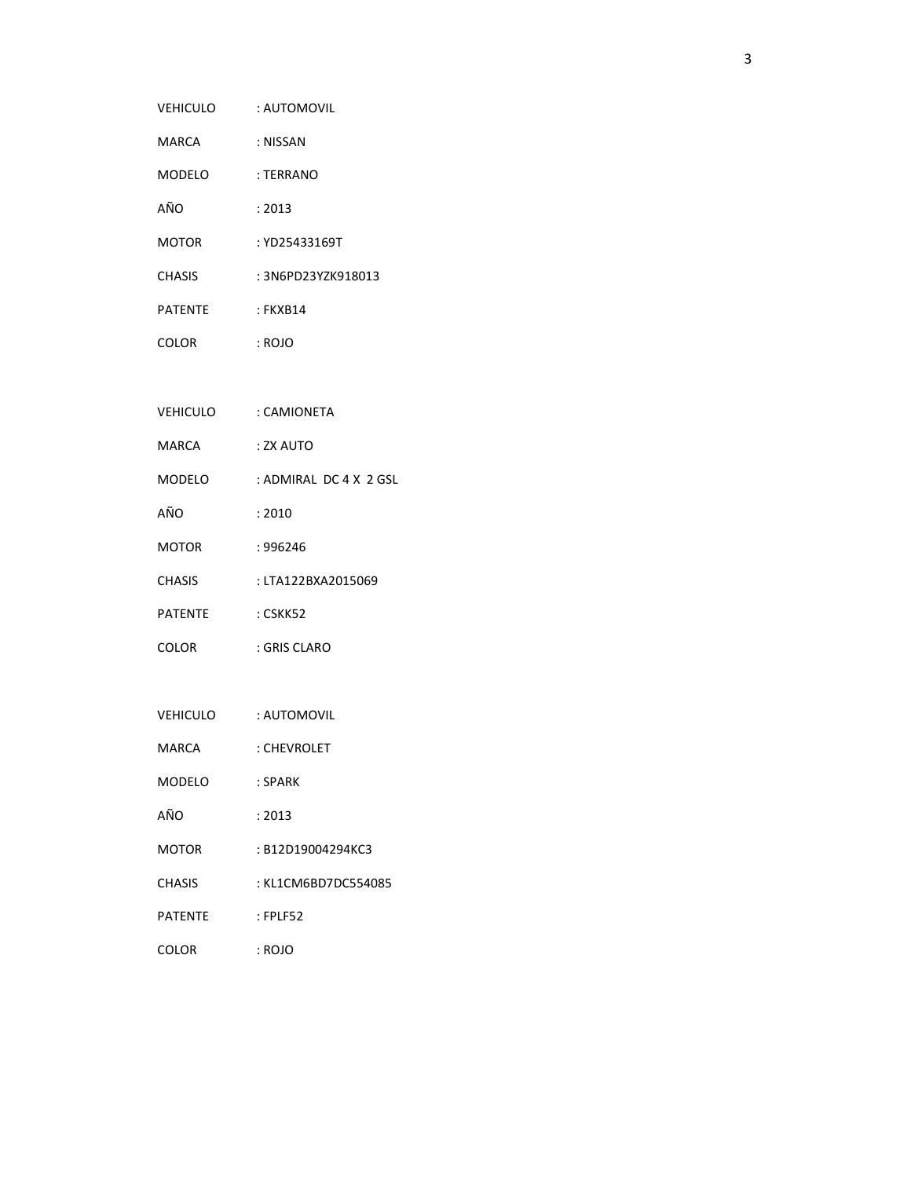VEHICULO : AUTOMOVIL

MARCA : NISSAN

MODELO : TERRANO

AÑO : 2013

MOTOR : YD25433169T

CHASIS : 3N6PD23YZK918013

PATENTE : FKXB14

COLOR : ROJO

VEHICULO : CAMIONETA

MARCA : ZX AUTO

MODELO : ADMIRAL DC 4 X 2 GSL

AÑO : 2010

MOTOR : 996246

CHASIS : LTA122BXA2015069

PATENTE : CSKK52

COLOR : GRIS CLARO

VEHICULO : AUTOMOVIL

MARCA : CHEVROLET

MODELO : SPARK

AÑO : 2013

MOTOR : B12D19004294KC3

CHASIS : KL1CM6BD7DC554085

PATENTE : FPLF52

COLOR : ROJO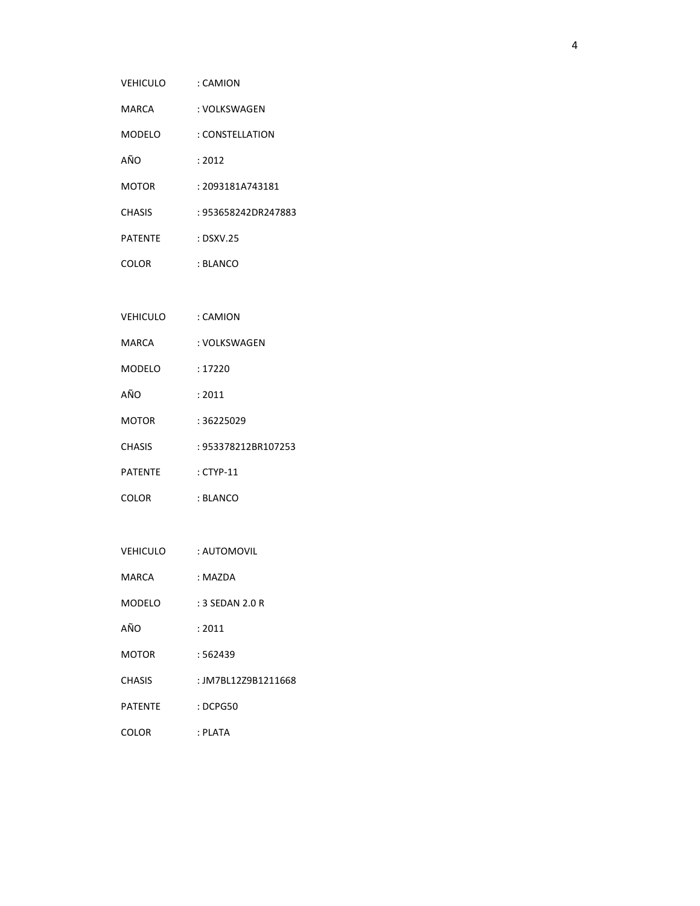VEHICULO : CAMION

MARCA : VOLKSWAGEN

MODELO : CONSTELLATION

AÑO : 2012

MOTOR : 2093181A743181

CHASIS : 953658242DR247883

PATENTE : DSXV.25

COLOR : BLANCO

VEHICULO : CAMION

MARCA : VOLKSWAGEN

MODELO : 17220

AÑO : 2011

MOTOR : 36225029

CHASIS : 953378212BR107253

PATENTE : CTYP-11

COLOR : BLANCO

VEHICULO : AUTOMOVIL

MARCA : MAZDA

MODELO : 3 SEDAN 2.0 R

AÑO : 2011

MOTOR : 562439

CHASIS : JM7BL12Z9B1211668

PATENTE : DCPG50

COLOR : PLATA